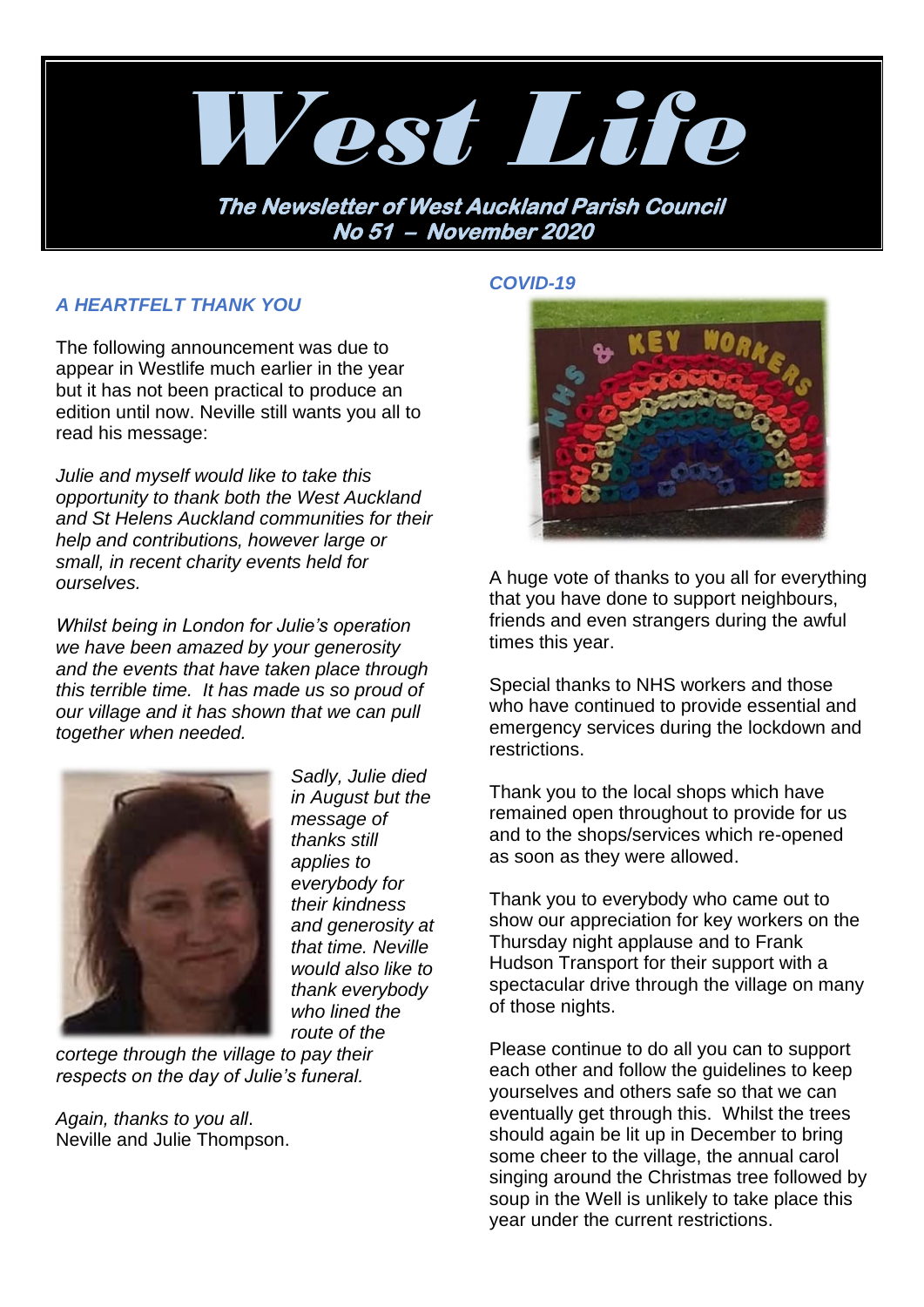# West Life

**The Newsletter of West Auckland Parish Council**
**No 51 – November 2020**

## A HEARTFELT THANK YOU

The following announcement was due to appear in Westlife much earlier in the year but it has not been practical to produce an edition until now. Neville still wants you all to read his message:

*Julie and myself would like to take this opportunity to thank both the West Auckland and St Helens Auckland communities for their help and contributions, however large or small, in recent charity events held for ourselves.*

*Whilst being in London for Julie's operation we have been amazed by your generosity and the events that have taken place through this terrible time. It has made us so proud of our village and it has shown that we can pull together when needed.*

*Sadly, Julie died in August but the message of thanks still applies to everybody for their kindness and generosity at that time. Neville would also like to thank everybody who lined the route of the cortege through the village to pay their respects on the day of Julie's funeral.*

*Again, thanks to you all*.
Neville and Julie Thompson.

## COVID-19

A huge vote of thanks to you all for everything that you have done to support neighbours, friends and even strangers during the awful times this year.

Special thanks to NHS workers and those who have continued to provide essential and emergency services during the lockdown and restrictions.

Thank you to the local shops which have remained open throughout to provide for us and to the shops/services which re-opened as soon as they were allowed.

Thank you to everybody who came out to show our appreciation for key workers on the Thursday night applause and to Frank Hudson Transport for their support with a spectacular drive through the village on many of those nights.

Please continue to do all you can to support each other and follow the guidelines to keep yourselves and others safe so that we can eventually get through this. Whilst the trees should again be lit up in December to bring some cheer to the village, the annual carol singing around the Christmas tree followed by soup in the Well is unlikely to take place this year under the current restrictions.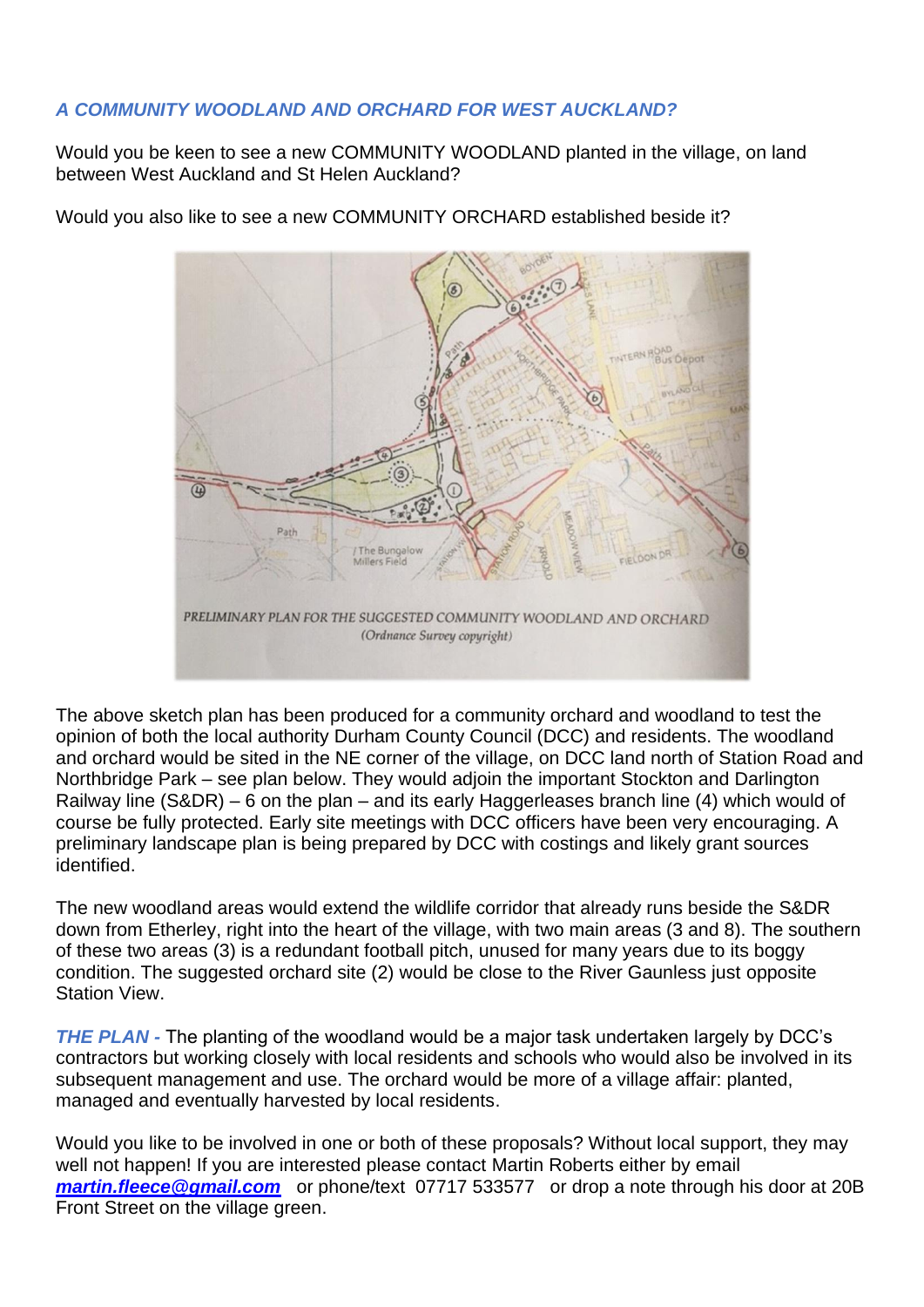*A COMMUNITY WOODLAND AND ORCHARD FOR WEST AUCKLAND?*

Would you be keen to see a new COMMUNITY WOODLAND planted in the village, on land between West Auckland and St Helen Auckland?

Would you also like to see a new COMMUNITY ORCHARD established beside it?

PRELIMINARY PLAN FOR THE SUGGESTED COMMUNITY WOODLAND AND ORCHARD
(Ordnance Survey copyright)

The above sketch plan has been produced for a community orchard and woodland to test the opinion of both the local authority Durham County Council (DCC) and residents. The woodland and orchard would be sited in the NE corner of the village, on DCC land north of Station Road and Northbridge Park – see plan below. They would adjoin the important Stockton and Darlington Railway line (S&DR) – 6 on the plan – and its early Haggerleases branch line (4) which would of course be fully protected. Early site meetings with DCC officers have been very encouraging. A preliminary landscape plan is being prepared by DCC with costings and likely grant sources identified.

The new woodland areas would extend the wildlife corridor that already runs beside the S&DR down from Etherley, right into the heart of the village, with two main areas (3 and 8). The southern of these two areas (3) is a redundant football pitch, unused for many years due to its boggy condition. The suggested orchard site (2) would be close to the River Gaunless just opposite Station View.

***THE PLAN -*** The planting of the woodland would be a major task undertaken largely by DCC's contractors but working closely with local residents and schools who would also be involved in its subsequent management and use. The orchard would be more of a village affair: planted, managed and eventually harvested by local residents.

Would you like to be involved in one or both of these proposals? Without local support, they may well not happen! If you are interested please contact Martin Roberts either by email ***martin.fleece@gmail.com*** or phone/text 07717 533577 or drop a note through his door at 20B Front Street on the village green.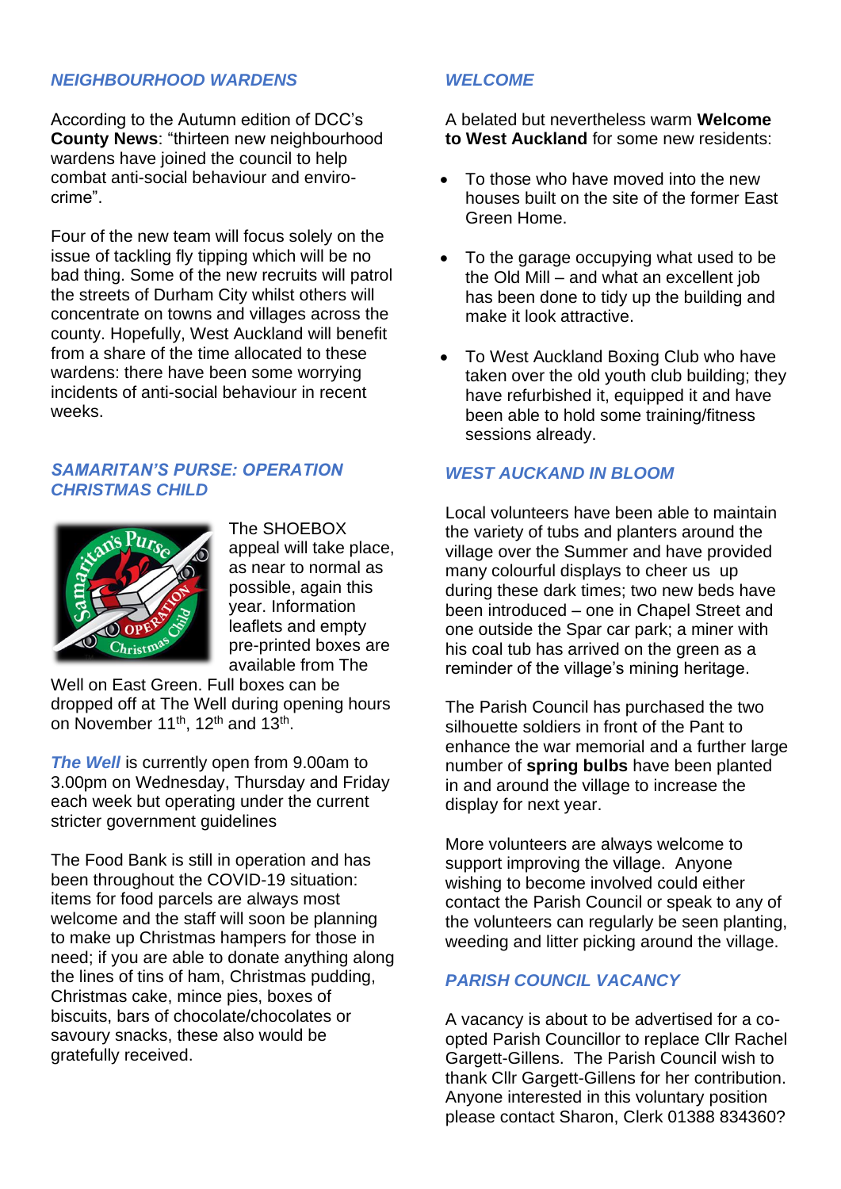## *NEIGHBOURHOOD WARDENS*

According to the Autumn edition of DCC's **County News**: "thirteen new neighbourhood wardens have joined the council to help combat anti-social behaviour and enviro-crime".

Four of the new team will focus solely on the issue of tackling fly tipping which will be no bad thing. Some of the new recruits will patrol the streets of Durham City whilst others will concentrate on towns and villages across the county. Hopefully, West Auckland will benefit from a share of the time allocated to these wardens: there have been some worrying incidents of anti-social behaviour in recent weeks.

## *SAMARITAN'S PURSE: OPERATION CHRISTMAS CHILD*

The SHOEBOX appeal will take place, as near to normal as possible, again this year. Information leaflets and empty pre-printed boxes are available from The Well on East Green. Full boxes can be dropped off at The Well during opening hours on November 11th, 12th and 13th.

***The Well*** is currently open from 9.00am to 3.00pm on Wednesday, Thursday and Friday each week but operating under the current stricter government guidelines

The Food Bank is still in operation and has been throughout the COVID-19 situation: items for food parcels are always most welcome and the staff will soon be planning to make up Christmas hampers for those in need; if you are able to donate anything along the lines of tins of ham, Christmas pudding, Christmas cake, mince pies, boxes of biscuits, bars of chocolate/chocolates or savoury snacks, these also would be gratefully received.

## *WELCOME*

A belated but nevertheless warm **Welcome to West Auckland** for some new residents:

- To those who have moved into the new houses built on the site of the former East Green Home.
- To the garage occupying what used to be the Old Mill – and what an excellent job has been done to tidy up the building and make it look attractive.
- To West Auckland Boxing Club who have taken over the old youth club building; they have refurbished it, equipped it and have been able to hold some training/fitness sessions already.

## *WEST AUCKAND IN BLOOM*

Local volunteers have been able to maintain the variety of tubs and planters around the village over the Summer and have provided many colourful displays to cheer us up during these dark times; two new beds have been introduced – one in Chapel Street and one outside the Spar car park; a miner with his coal tub has arrived on the green as a reminder of the village's mining heritage.

The Parish Council has purchased the two silhouette soldiers in front of the Pant to enhance the war memorial and a further large number of **spring bulbs** have been planted in and around the village to increase the display for next year.

More volunteers are always welcome to support improving the village. Anyone wishing to become involved could either contact the Parish Council or speak to any of the volunteers can regularly be seen planting, weeding and litter picking around the village.

## *PARISH COUNCIL VACANCY*

A vacancy is about to be advertised for a co-opted Parish Councillor to replace Cllr Rachel Gargett-Gillens. The Parish Council wish to thank Cllr Gargett-Gillens for her contribution. Anyone interested in this voluntary position please contact Sharon, Clerk 01388 834360?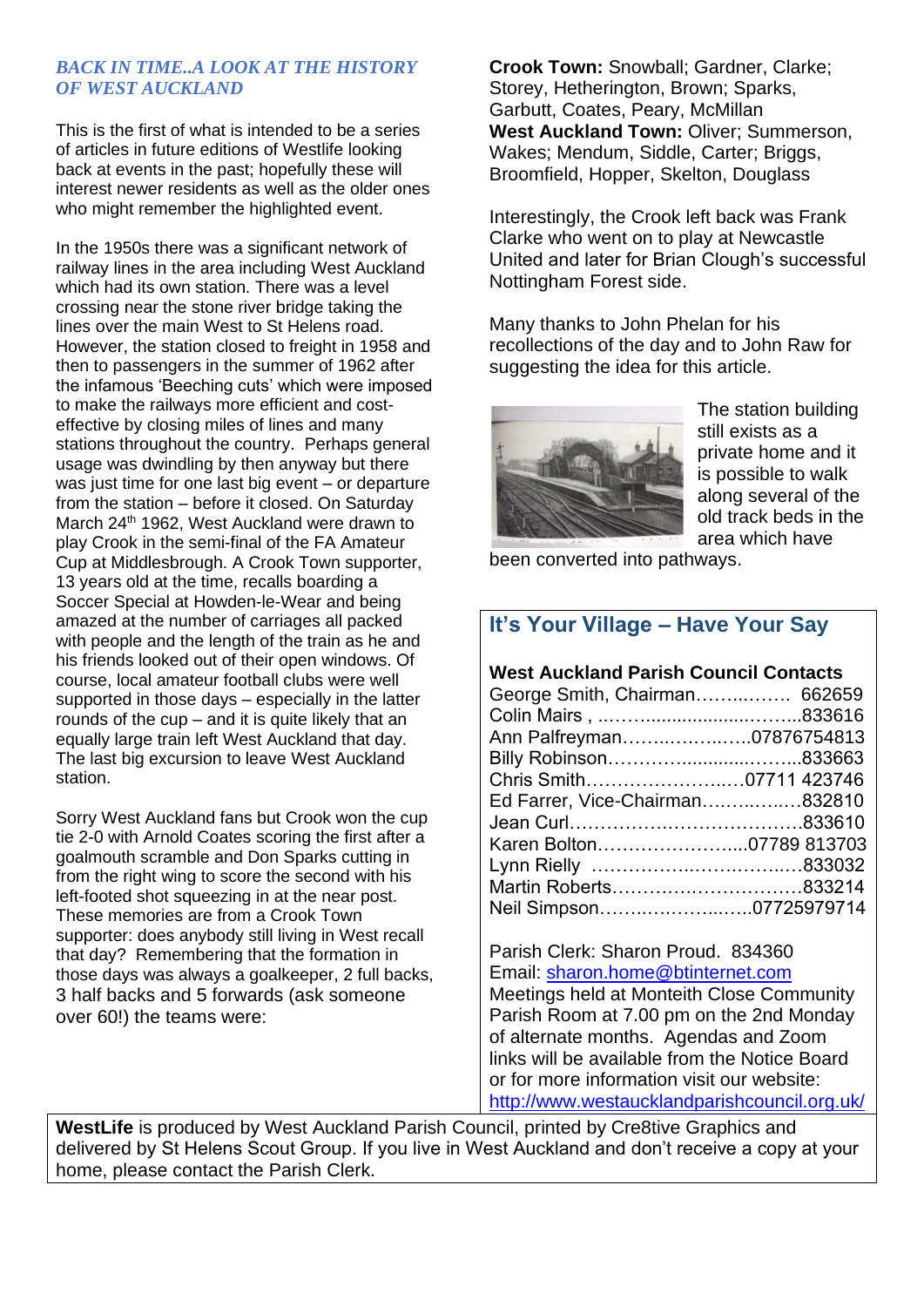*BACK IN TIME..A LOOK AT THE HISTORY OF WEST AUCKLAND*

This is the first of what is intended to be a series of articles in future editions of Westlife looking back at events in the past; hopefully these will interest newer residents as well as the older ones who might remember the highlighted event.

In the 1950s there was a significant network of railway lines in the area including West Auckland which had its own station. There was a level crossing near the stone river bridge taking the lines over the main West to St Helens road. However, the station closed to freight in 1958 and then to passengers in the summer of 1962 after the infamous 'Beeching cuts' which were imposed to make the railways more efficient and cost-effective by closing miles of lines and many stations throughout the country. Perhaps general usage was dwindling by then anyway but there was just time for one last big event – or departure from the station – before it closed. On Saturday March 24th 1962, West Auckland were drawn to play Crook in the semi-final of the FA Amateur Cup at Middlesbrough. A Crook Town supporter, 13 years old at the time, recalls boarding a Soccer Special at Howden-le-Wear and being amazed at the number of carriages all packed with people and the length of the train as he and his friends looked out of their open windows. Of course, local amateur football clubs were well supported in those days – especially in the latter rounds of the cup – and it is quite likely that an equally large train left West Auckland that day. The last big excursion to leave West Auckland station.

Sorry West Auckland fans but Crook won the cup tie 2-0 with Arnold Coates scoring the first after a goalmouth scramble and Don Sparks cutting in from the right wing to score the second with his left-footed shot squeezing in at the near post. These memories are from a Crook Town supporter: does anybody still living in West recall that day? Remembering that the formation in those days was always a goalkeeper, 2 full backs, 3 half backs and 5 forwards (ask someone over 60!) the teams were:

**Crook Town:** Snowball; Gardner, Clarke; Storey, Hetherington, Brown; Sparks, Garbutt, Coates, Peary, McMillan
**West Auckland Town:** Oliver; Summerson, Wakes; Mendum, Siddle, Carter; Briggs, Broomfield, Hopper, Skelton, Douglass

Interestingly, the Crook left back was Frank Clarke who went on to play at Newcastle United and later for Brian Clough's successful Nottingham Forest side.

Many thanks to John Phelan for his recollections of the day and to John Raw for suggesting the idea for this article.

The station building still exists as a private home and it is possible to walk along several of the old track beds in the area which have been converted into pathways.

## It's Your Village – Have Your Say

**West Auckland Parish Council Contacts**

| | |
|---|---|
| George Smith, Chairman | 662659 |
| Colin Mairs , | 833616 |
| Ann Palfreyman | 07876754813 |
| Billy Robinson | 833663 |
| Chris Smith | 07711 423746 |
| Ed Farrer, Vice-Chairman | 832810 |
| Jean Curl | 833610 |
| Karen Bolton | 07789 813703 |
| Lynn Rielly | 833032 |
| Martin Roberts | 833214 |
| Neil Simpson | 07725979714 |

Parish Clerk: Sharon Proud. 834360
Email: sharon.home@btinternet.com
Meetings held at Monteith Close Community Parish Room at 7.00 pm on the 2nd Monday of alternate months. Agendas and Zoom links will be available from the Notice Board or for more information visit our website: http://www.westaucklandparishcouncil.org.uk/

**WestLife** is produced by West Auckland Parish Council, printed by Cre8tive Graphics and delivered by St Helens Scout Group. If you live in West Auckland and don't receive a copy at your home, please contact the Parish Clerk.